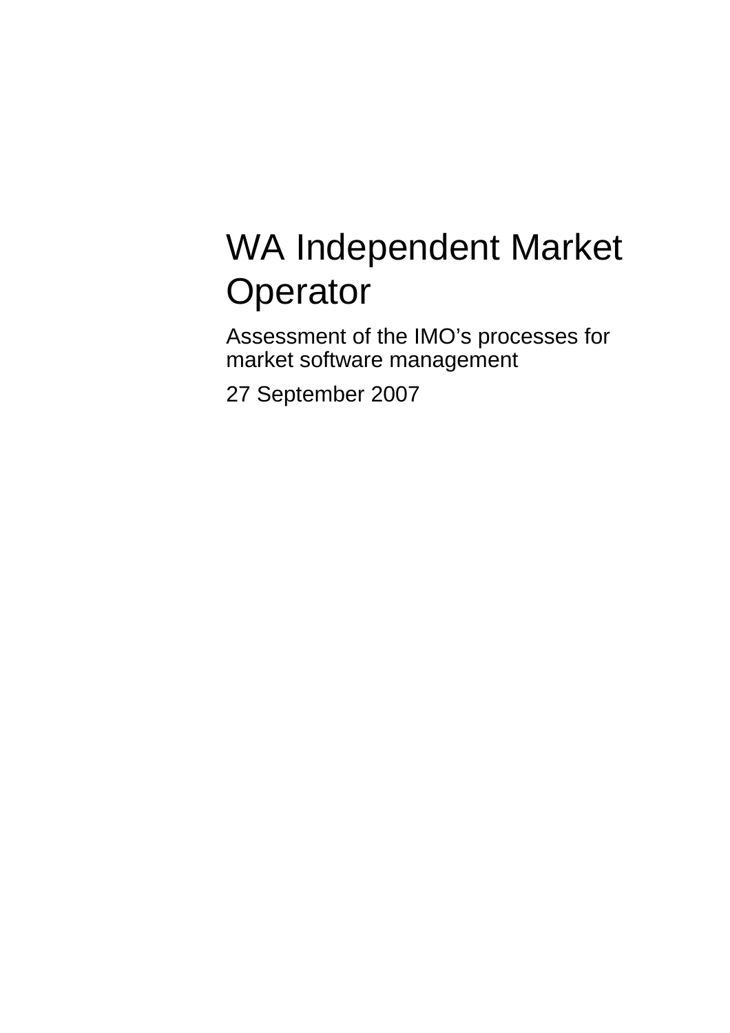# WA Independent Market Operator

Assessment of the IMO's processes for market software management

27 September 2007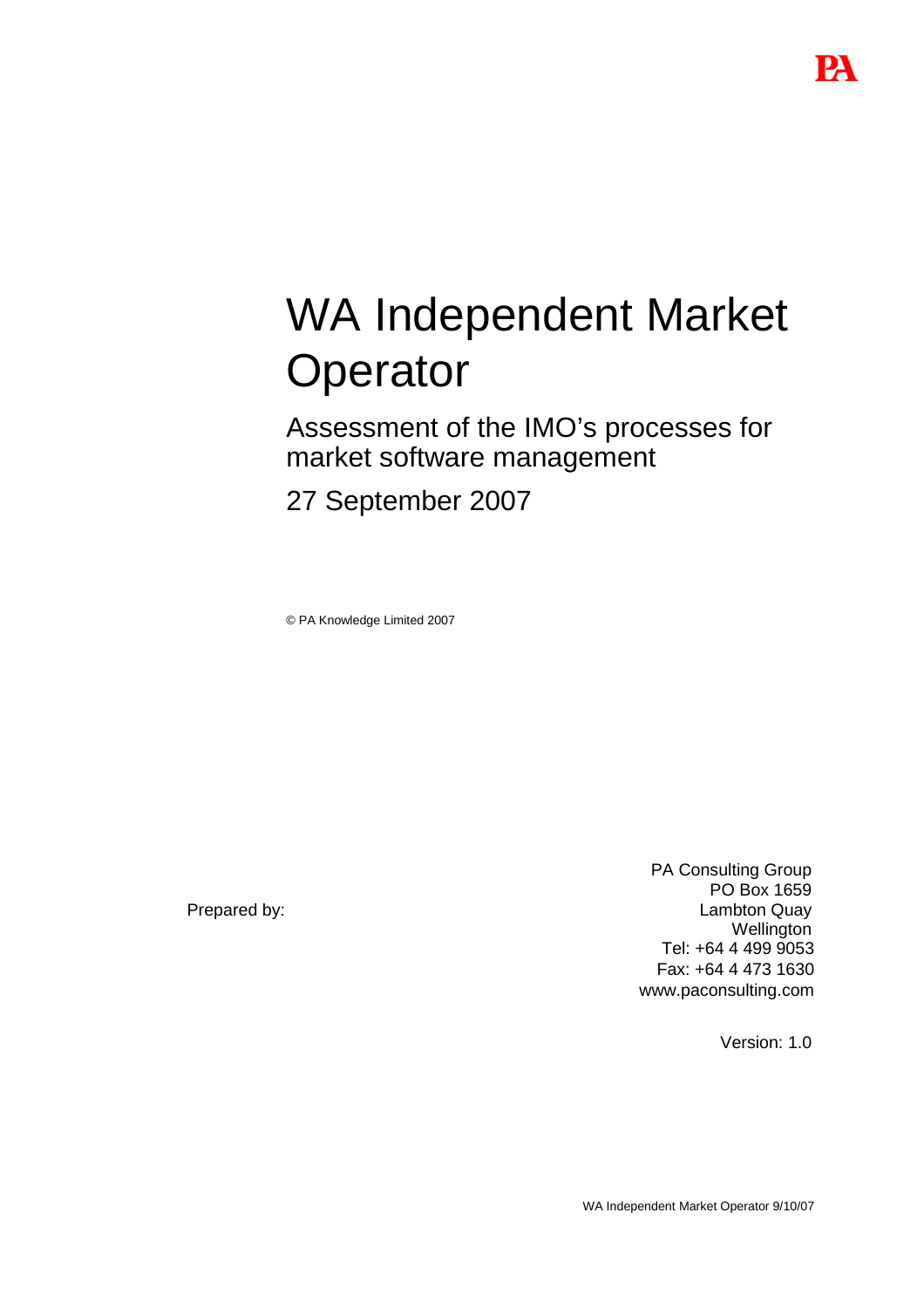# WA Independent Market Operator

## Assessment of the IMO's processes for market software management

27 September 2007

© PA Knowledge Limited 2007

Prepared by:

PA Consulting Group
PO Box 1659
Lambton Quay
Wellington
Tel: +64 4 499 9053
Fax: +64 4 473 1630
www.paconsulting.com

Version: 1.0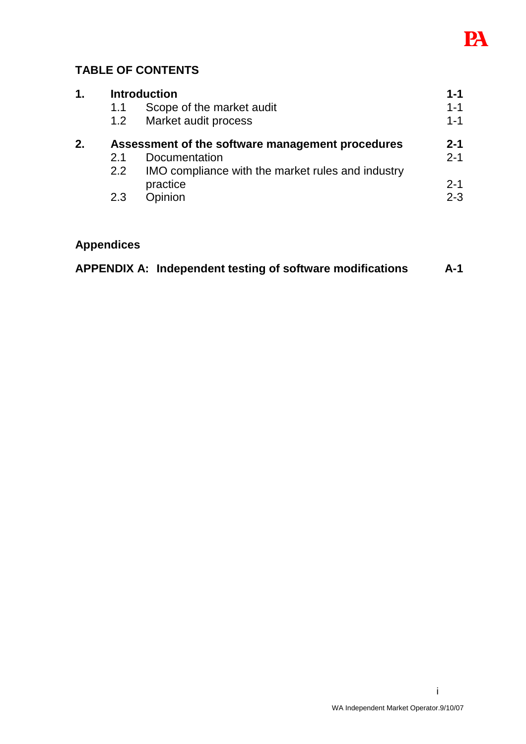## TABLE OF CONTENTS

| | | | |
|---|---|---|---|
| **1.** | **Introduction** | | **1-1** |
| | 1.1 | Scope of the market audit | 1-1 |
| | 1.2 | Market audit process | 1-1 |
| **2.** | **Assessment of the software management procedures** | | **2-1** |
| | 2.1 | Documentation | 2-1 |
| | 2.2 | IMO compliance with the market rules and industry practice | 2-1 |
| | 2.3 | Opinion | 2-3 |

## Appendices

| | |
|---|---|
| **APPENDIX A: Independent testing of software modifications** | **A-1** |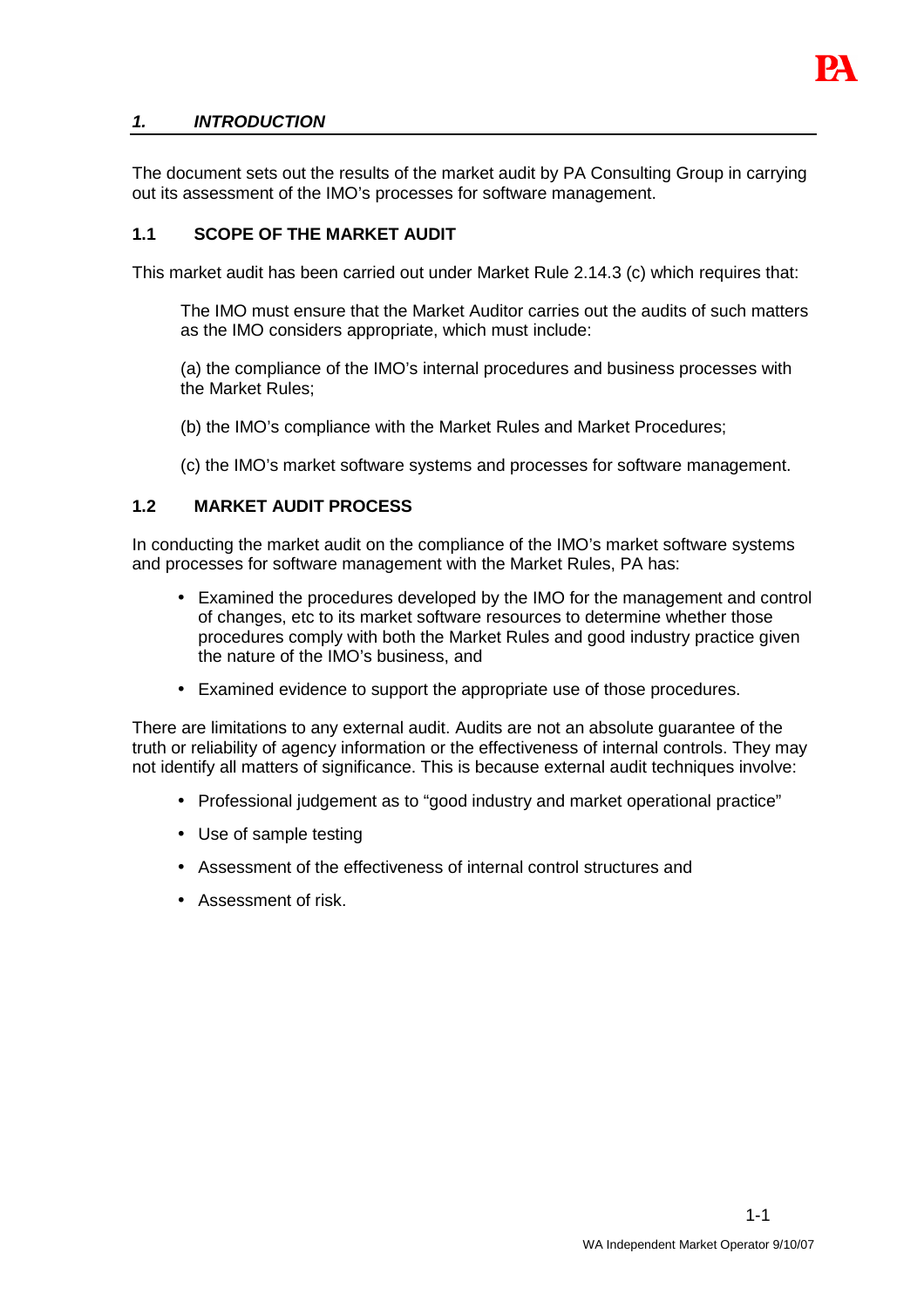# *1. INTRODUCTION*

The document sets out the results of the market audit by PA Consulting Group in carrying out its assessment of the IMO's processes for software management.

## 1.1 SCOPE OF THE MARKET AUDIT

This market audit has been carried out under Market Rule 2.14.3 (c) which requires that:

> The IMO must ensure that the Market Auditor carries out the audits of such matters as the IMO considers appropriate, which must include:
>
> (a) the compliance of the IMO's internal procedures and business processes with the Market Rules;
>
> (b) the IMO's compliance with the Market Rules and Market Procedures;
>
> (c) the IMO's market software systems and processes for software management.

## 1.2 MARKET AUDIT PROCESS

In conducting the market audit on the compliance of the IMO's market software systems and processes for software management with the Market Rules, PA has:

- Examined the procedures developed by the IMO for the management and control of changes, etc to its market software resources to determine whether those procedures comply with both the Market Rules and good industry practice given the nature of the IMO's business, and
- Examined evidence to support the appropriate use of those procedures.

There are limitations to any external audit. Audits are not an absolute guarantee of the truth or reliability of agency information or the effectiveness of internal controls. They may not identify all matters of significance. This is because external audit techniques involve:

- Professional judgement as to "good industry and market operational practice"
- Use of sample testing
- Assessment of the effectiveness of internal control structures and
- Assessment of risk.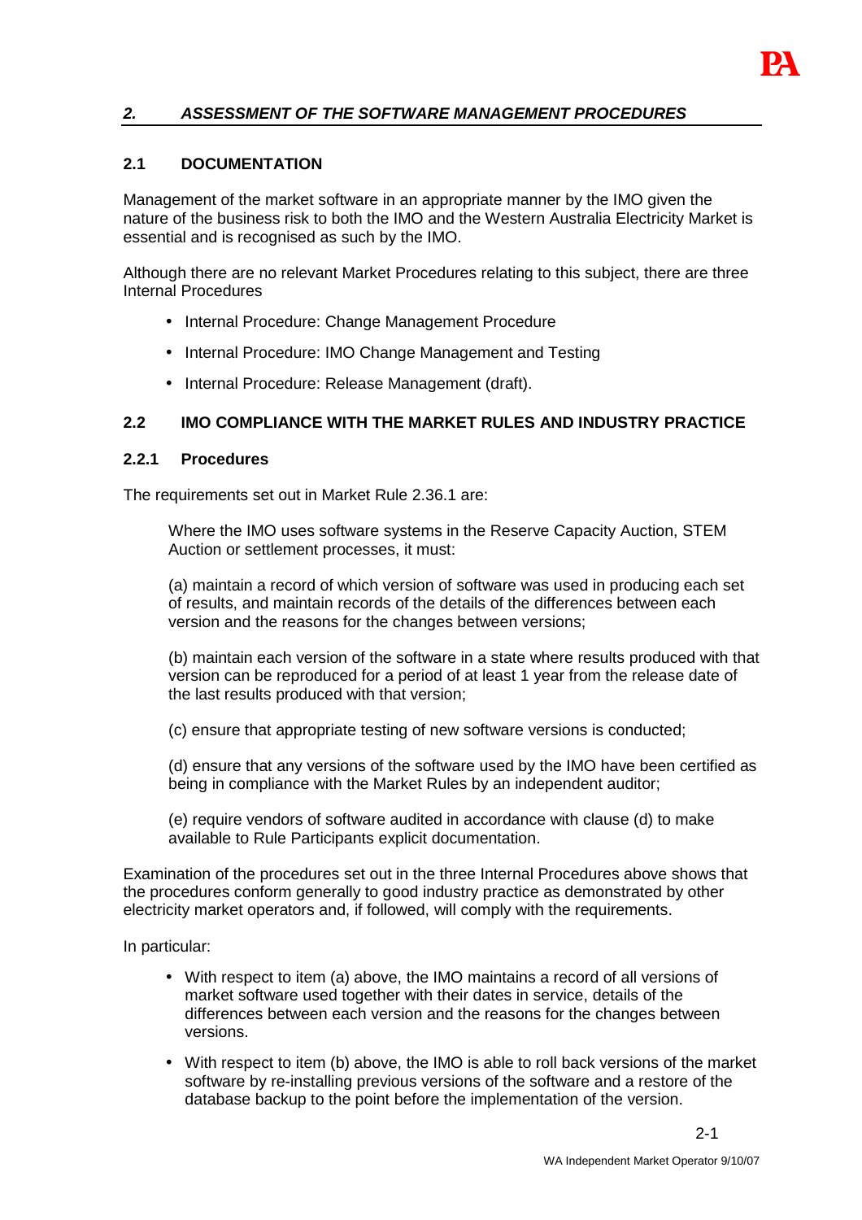## *2. ASSESSMENT OF THE SOFTWARE MANAGEMENT PROCEDURES*

### 2.1 DOCUMENTATION

Management of the market software in an appropriate manner by the IMO given the nature of the business risk to both the IMO and the Western Australia Electricity Market is essential and is recognised as such by the IMO.

Although there are no relevant Market Procedures relating to this subject, there are three Internal Procedures

- Internal Procedure: Change Management Procedure
- Internal Procedure: IMO Change Management and Testing
- Internal Procedure: Release Management (draft).

### 2.2 IMO COMPLIANCE WITH THE MARKET RULES AND INDUSTRY PRACTICE

#### 2.2.1 Procedures

The requirements set out in Market Rule 2.36.1 are:

> Where the IMO uses software systems in the Reserve Capacity Auction, STEM Auction or settlement processes, it must:
>
> (a) maintain a record of which version of software was used in producing each set of results, and maintain records of the details of the differences between each version and the reasons for the changes between versions;
>
> (b) maintain each version of the software in a state where results produced with that version can be reproduced for a period of at least 1 year from the release date of the last results produced with that version;
>
> (c) ensure that appropriate testing of new software versions is conducted;
>
> (d) ensure that any versions of the software used by the IMO have been certified as being in compliance with the Market Rules by an independent auditor;
>
> (e) require vendors of software audited in accordance with clause (d) to make available to Rule Participants explicit documentation.

Examination of the procedures set out in the three Internal Procedures above shows that the procedures conform generally to good industry practice as demonstrated by other electricity market operators and, if followed, will comply with the requirements.

In particular:

- With respect to item (a) above, the IMO maintains a record of all versions of market software used together with their dates in service, details of the differences between each version and the reasons for the changes between versions.
- With respect to item (b) above, the IMO is able to roll back versions of the market software by re-installing previous versions of the software and a restore of the database backup to the point before the implementation of the version.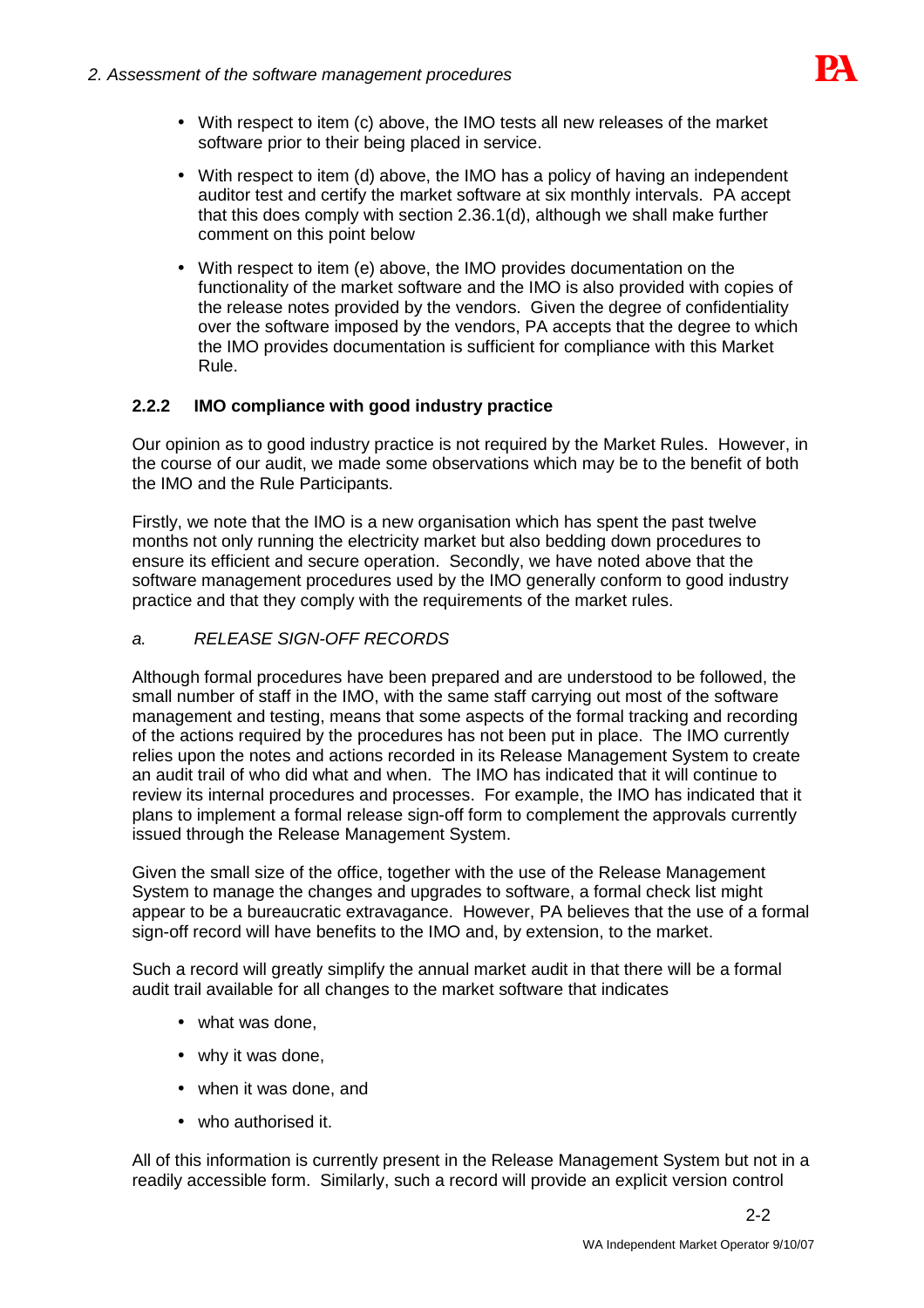- With respect to item (c) above, the IMO tests all new releases of the market software prior to their being placed in service.
- With respect to item (d) above, the IMO has a policy of having an independent auditor test and certify the market software at six monthly intervals. PA accept that this does comply with section 2.36.1(d), although we shall make further comment on this point below
- With respect to item (e) above, the IMO provides documentation on the functionality of the market software and the IMO is also provided with copies of the release notes provided by the vendors. Given the degree of confidentiality over the software imposed by the vendors, PA accepts that the degree to which the IMO provides documentation is sufficient for compliance with this Market Rule.

### 2.2.2 IMO compliance with good industry practice

Our opinion as to good industry practice is not required by the Market Rules. However, in the course of our audit, we made some observations which may be to the benefit of both the IMO and the Rule Participants.

Firstly, we note that the IMO is a new organisation which has spent the past twelve months not only running the electricity market but also bedding down procedures to ensure its efficient and secure operation. Secondly, we have noted above that the software management procedures used by the IMO generally conform to good industry practice and that they comply with the requirements of the market rules.

*a. RELEASE SIGN-OFF RECORDS*

Although formal procedures have been prepared and are understood to be followed, the small number of staff in the IMO, with the same staff carrying out most of the software management and testing, means that some aspects of the formal tracking and recording of the actions required by the procedures has not been put in place. The IMO currently relies upon the notes and actions recorded in its Release Management System to create an audit trail of who did what and when. The IMO has indicated that it will continue to review its internal procedures and processes. For example, the IMO has indicated that it plans to implement a formal release sign-off form to complement the approvals currently issued through the Release Management System.

Given the small size of the office, together with the use of the Release Management System to manage the changes and upgrades to software, a formal check list might appear to be a bureaucratic extravagance. However, PA believes that the use of a formal sign-off record will have benefits to the IMO and, by extension, to the market.

Such a record will greatly simplify the annual market audit in that there will be a formal audit trail available for all changes to the market software that indicates

- what was done,
- why it was done,
- when it was done, and
- who authorised it.

All of this information is currently present in the Release Management System but not in a readily accessible form. Similarly, such a record will provide an explicit version control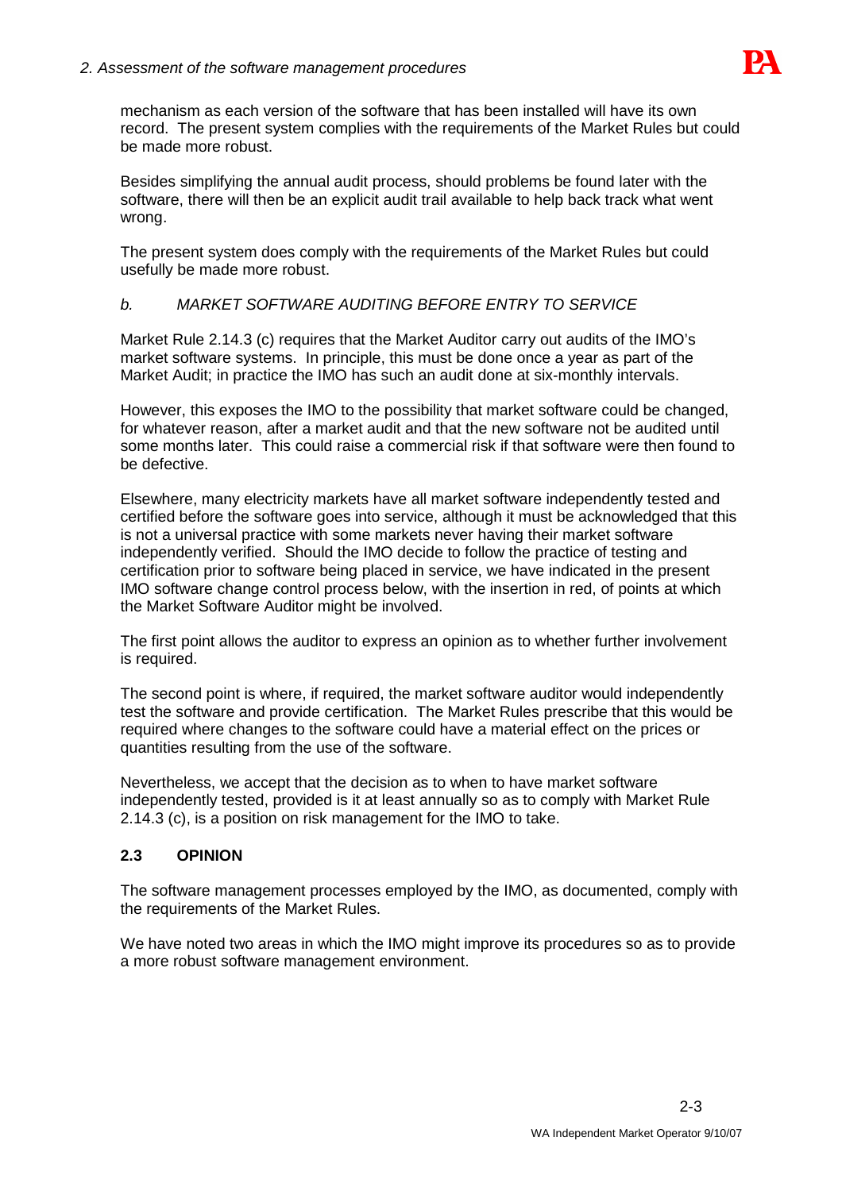mechanism as each version of the software that has been installed will have its own record. The present system complies with the requirements of the Market Rules but could be made more robust.

Besides simplifying the annual audit process, should problems be found later with the software, there will then be an explicit audit trail available to help back track what went wrong.

The present system does comply with the requirements of the Market Rules but could usefully be made more robust.

*b. MARKET SOFTWARE AUDITING BEFORE ENTRY TO SERVICE*

Market Rule 2.14.3 (c) requires that the Market Auditor carry out audits of the IMO's market software systems. In principle, this must be done once a year as part of the Market Audit; in practice the IMO has such an audit done at six-monthly intervals.

However, this exposes the IMO to the possibility that market software could be changed, for whatever reason, after a market audit and that the new software not be audited until some months later. This could raise a commercial risk if that software were then found to be defective.

Elsewhere, many electricity markets have all market software independently tested and certified before the software goes into service, although it must be acknowledged that this is not a universal practice with some markets never having their market software independently verified. Should the IMO decide to follow the practice of testing and certification prior to software being placed in service, we have indicated in the present IMO software change control process below, with the insertion in red, of points at which the Market Software Auditor might be involved.

The first point allows the auditor to express an opinion as to whether further involvement is required.

The second point is where, if required, the market software auditor would independently test the software and provide certification. The Market Rules prescribe that this would be required where changes to the software could have a material effect on the prices or quantities resulting from the use of the software.

Nevertheless, we accept that the decision as to when to have market software independently tested, provided is it at least annually so as to comply with Market Rule 2.14.3 (c), is a position on risk management for the IMO to take.

## 2.3 OPINION

The software management processes employed by the IMO, as documented, comply with the requirements of the Market Rules.

We have noted two areas in which the IMO might improve its procedures so as to provide a more robust software management environment.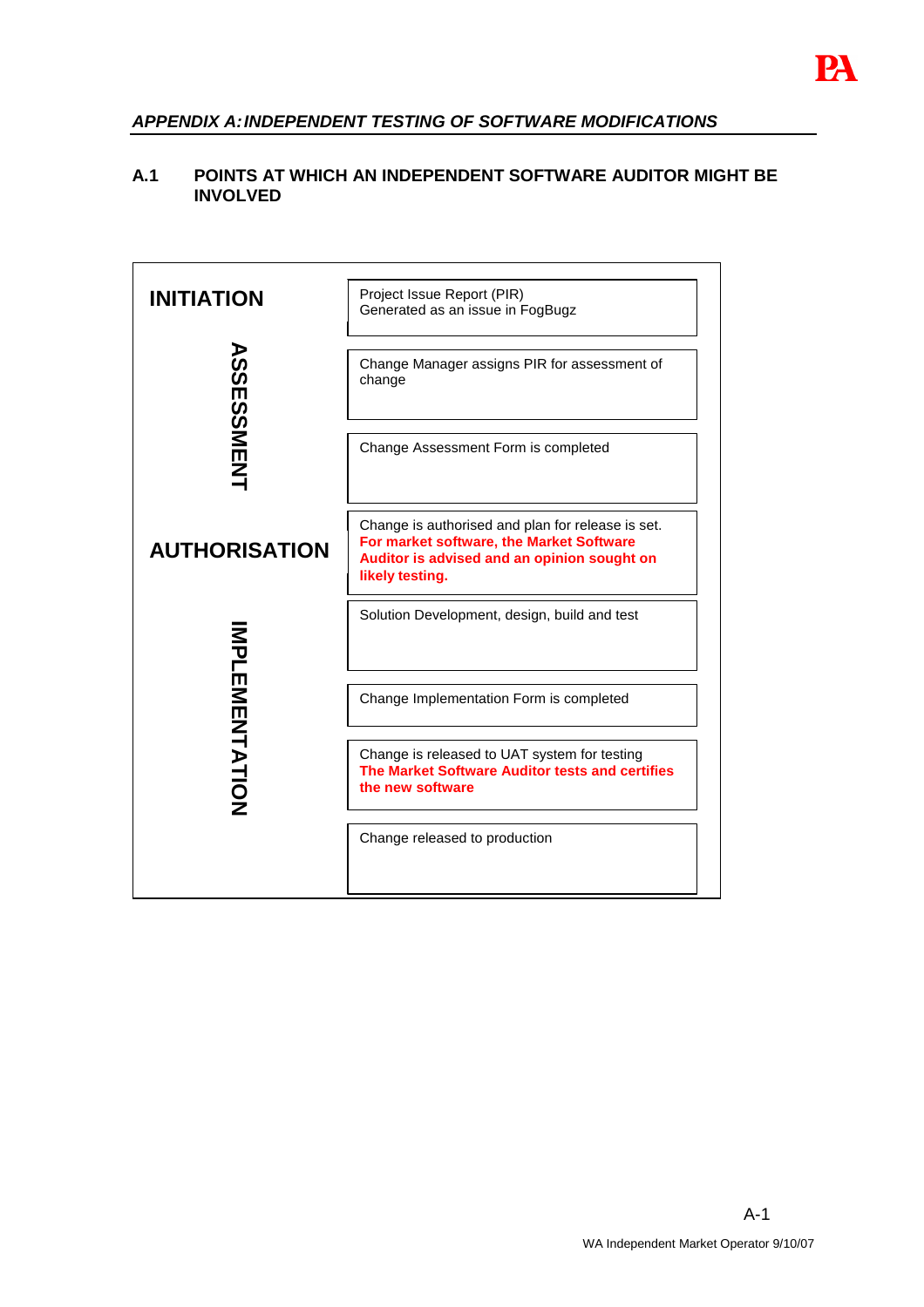## APPENDIX A: INDEPENDENT TESTING OF SOFTWARE MODIFICATIONS

### A.1 POINTS AT WHICH AN INDEPENDENT SOFTWARE AUDITOR MIGHT BE INVOLVED

| | |
|---|---|
| **INITIATION** | Project Issue Report (PIR)<br>Generated as an issue in FogBugz |
| **ASSESSMENT** | Change Manager assigns PIR for assessment of change |
| | Change Assessment Form is completed |
| **AUTHORISATION** | Change is authorised and plan for release is set. **For market software, the Market Software Auditor is advised and an opinion sought on likely testing.** |
| **IMPLEMENTATION** | Solution Development, design, build and test |
| | Change Implementation Form is completed |
| | Change is released to UAT system for testing **The Market Software Auditor tests and certifies the new software** |
| | Change released to production |